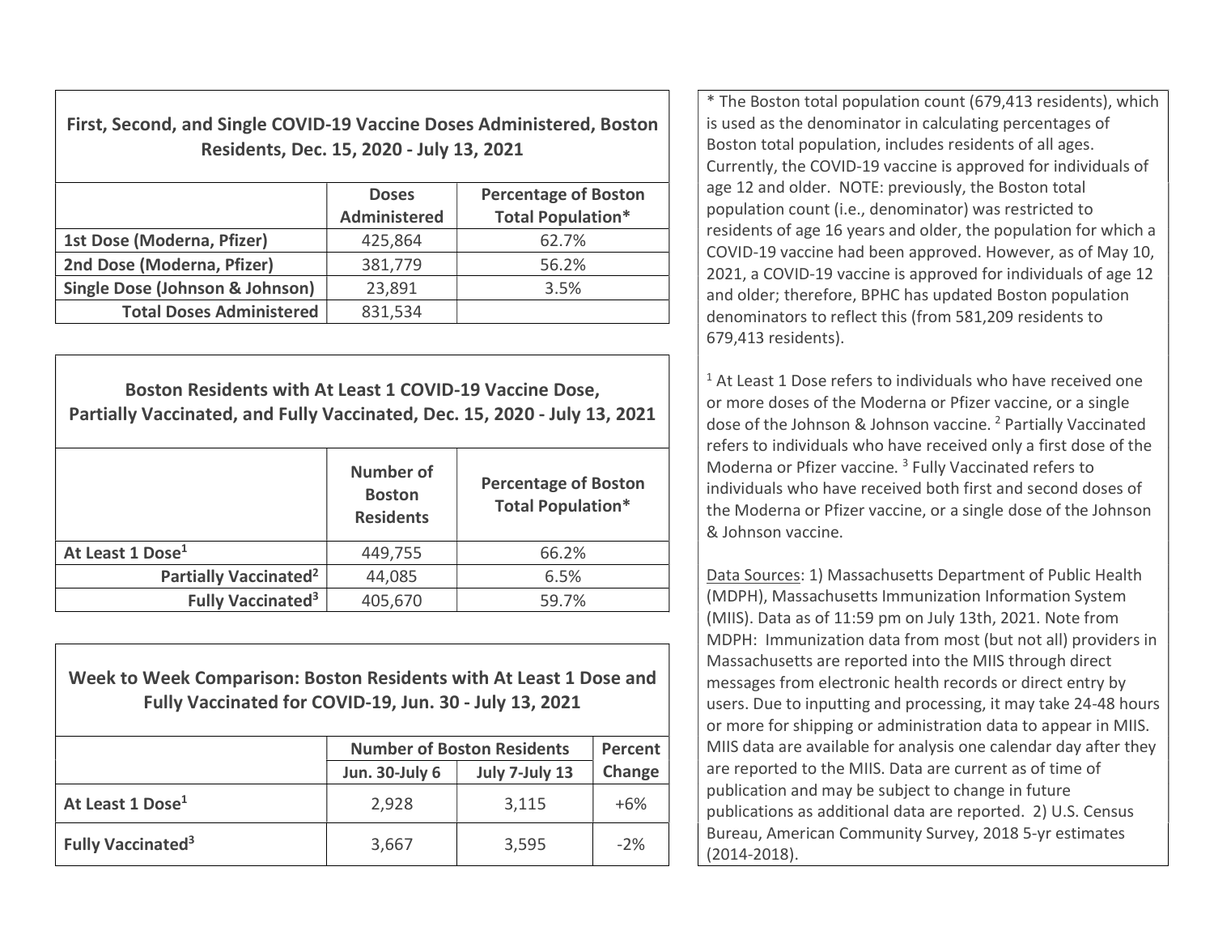### First, Second, and Single COVID-19 Vaccine Doses Administered, Boston Residents, Dec. 15, 2020 - July 13, 2021

| | Doses Administered | Percentage of Boston Total Population* |
|---|---|---|
| **1st Dose (Moderna, Pfizer)** | 425,864 | 62.7% |
| **2nd Dose (Moderna, Pfizer)** | 381,779 | 56.2% |
| **Single Dose (Johnson & Johnson)** | 23,891 | 3.5% |
| **Total Doses Administered** | 831,534 | |

### Boston Residents with At Least 1 COVID-19 Vaccine Dose, Partially Vaccinated, and Fully Vaccinated, Dec. 15, 2020 - July 13, 2021

| | Number of Boston Residents | Percentage of Boston Total Population* |
|---|---|---|
| **At Least 1 Dose[1]** | 449,755 | 66.2% |
| **Partially Vaccinated[2]** | 44,085 | 6.5% |
| **Fully Vaccinated[3]** | 405,670 | 59.7% |

### Week to Week Comparison: Boston Residents with At Least 1 Dose and Fully Vaccinated for COVID-19, Jun. 30 - July 13, 2021

| | Number of Boston Residents | | Percent Change |
|---|---|---|---|
| | Jun. 30-July 6 | July 7-July 13 | |
| **At Least 1 Dose[1]** | 2,928 | 3,115 | +6% |
| **Fully Vaccinated[3]** | 3,667 | 3,595 | -2% |

* The Boston total population count (679,413 residents), which is used as the denominator in calculating percentages of Boston total population, includes residents of all ages. Currently, the COVID-19 vaccine is approved for individuals of age 12 and older. NOTE: previously, the Boston total population count (i.e., denominator) was restricted to residents of age 16 years and older, the population for which a COVID-19 vaccine had been approved. However, as of May 10, 2021, a COVID-19 vaccine is approved for individuals of age 12 and older; therefore, BPHC has updated Boston population denominators to reflect this (from 581,209 residents to 679,413 residents).

[1] At Least 1 Dose refers to individuals who have received one or more doses of the Moderna or Pfizer vaccine, or a single dose of the Johnson & Johnson vaccine. [2] Partially Vaccinated refers to individuals who have received only a first dose of the Moderna or Pfizer vaccine. [3] Fully Vaccinated refers to individuals who have received both first and second doses of the Moderna or Pfizer vaccine, or a single dose of the Johnson & Johnson vaccine.

Data Sources: 1) Massachusetts Department of Public Health (MDPH), Massachusetts Immunization Information System (MIIS). Data as of 11:59 pm on July 13th, 2021. Note from MDPH: Immunization data from most (but not all) providers in Massachusetts are reported into the MIIS through direct messages from electronic health records or direct entry by users. Due to inputting and processing, it may take 24-48 hours or more for shipping or administration data to appear in MIIS. MIIS data are available for analysis one calendar day after they are reported to the MIIS. Data are current as of time of publication and may be subject to change in future publications as additional data are reported. 2) U.S. Census Bureau, American Community Survey, 2018 5-yr estimates (2014-2018).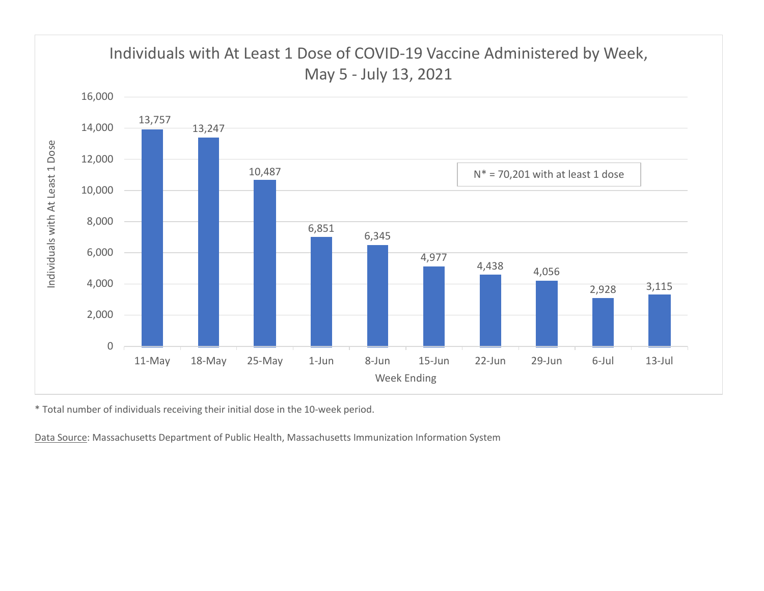## Individuals with At Least 1 Dose of COVID-19 Vaccine Administered by Week, May 5 - July 13, 2021

| Week Ending | Individuals with At Least 1 Dose |
|---|---|
| 11-May | 13,757 |
| 18-May | 13,247 |
| 25-May | 10,487 |
| 1-Jun | 6,851 |
| 8-Jun | 6,345 |
| 15-Jun | 4,977 |
| 22-Jun | 4,438 |
| 29-Jun | 4,056 |
| 6-Jul | 2,928 |
| 13-Jul | 3,115 |

N* = 70,201 with at least 1 dose

* Total number of individuals receiving their initial dose in the 10-week period.

Data Source: Massachusetts Department of Public Health, Massachusetts Immunization Information System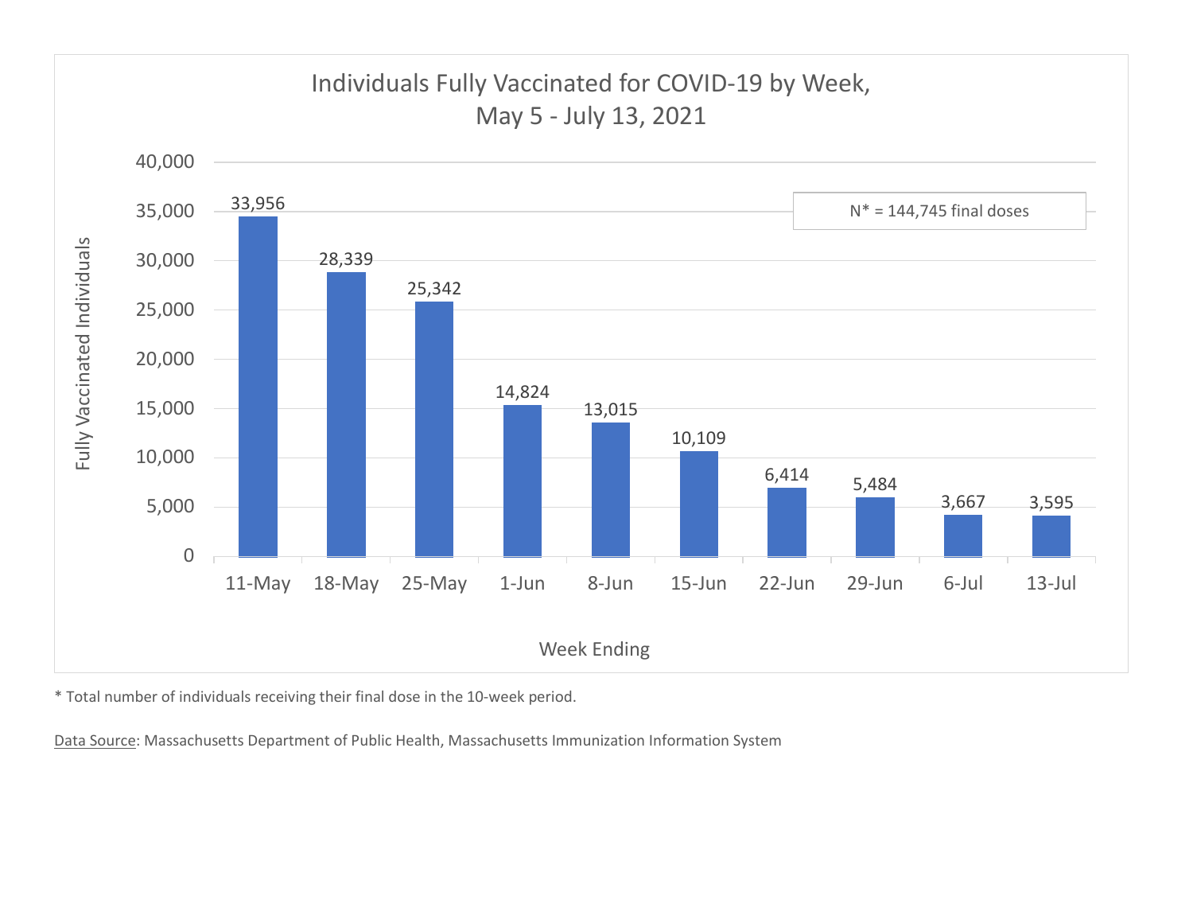## Individuals Fully Vaccinated for COVID-19 by Week, May 5 - July 13, 2021

| Week Ending | Fully Vaccinated Individuals |
|---|---|
| 11-May | 33,956 |
| 18-May | 28,339 |
| 25-May | 25,342 |
| 1-Jun | 14,824 |
| 8-Jun | 13,015 |
| 15-Jun | 10,109 |
| 22-Jun | 6,414 |
| 29-Jun | 5,484 |
| 6-Jul | 3,667 |
| 13-Jul | 3,595 |

N* = 144,745 final doses

* Total number of individuals receiving their final dose in the 10-week period.

Data Source: Massachusetts Department of Public Health, Massachusetts Immunization Information System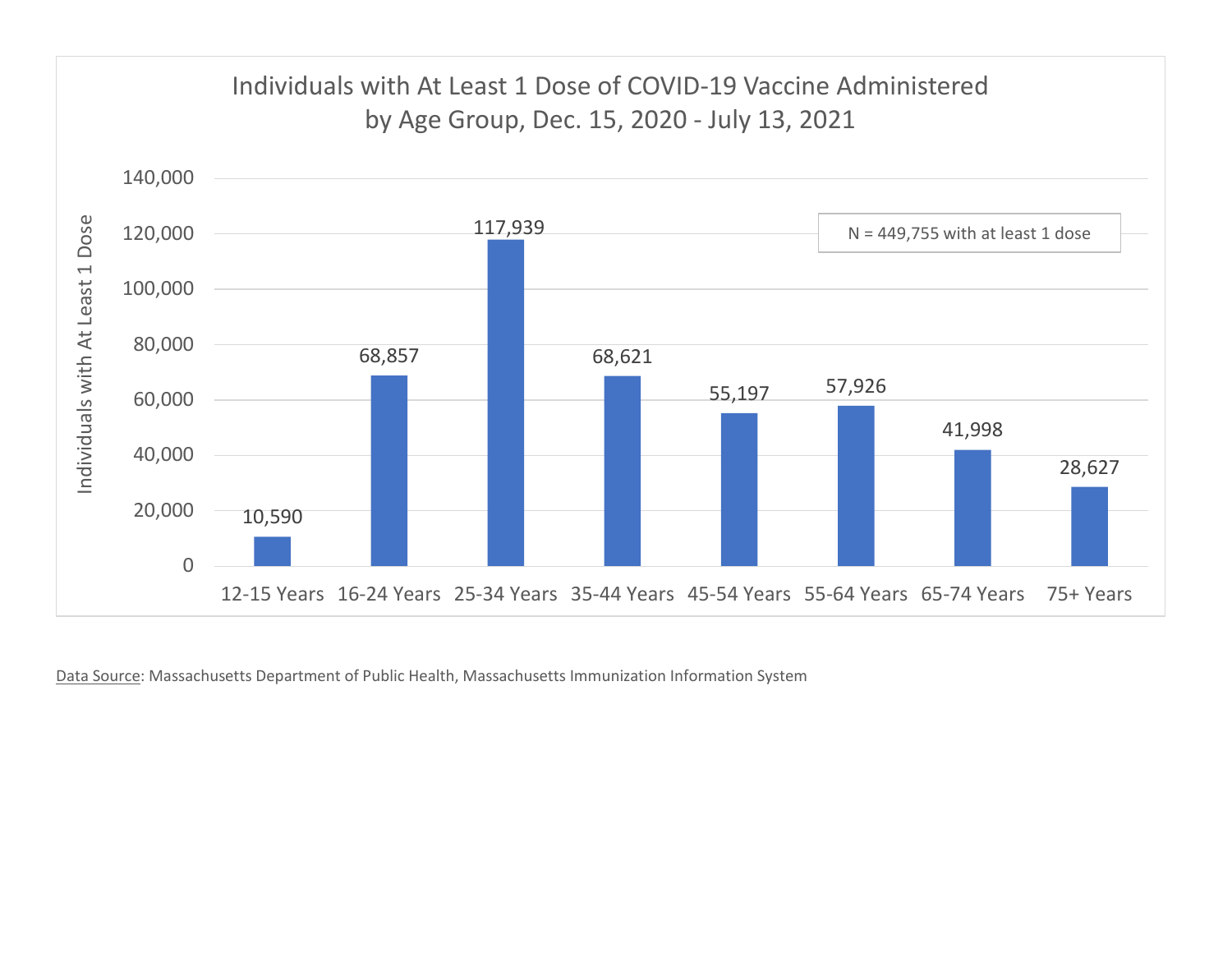## Individuals with At Least 1 Dose of COVID-19 Vaccine Administered by Age Group, Dec. 15, 2020 - July 13, 2021

N = 449,755 with at least 1 dose

| Age Group | Individuals with At Least 1 Dose |
|---|---|
| 12-15 Years | 10,590 |
| 16-24 Years | 68,857 |
| 25-34 Years | 117,939 |
| 35-44 Years | 68,621 |
| 45-54 Years | 55,197 |
| 55-64 Years | 57,926 |
| 65-74 Years | 41,998 |
| 75+ Years | 28,627 |

Data Source: Massachusetts Department of Public Health, Massachusetts Immunization Information System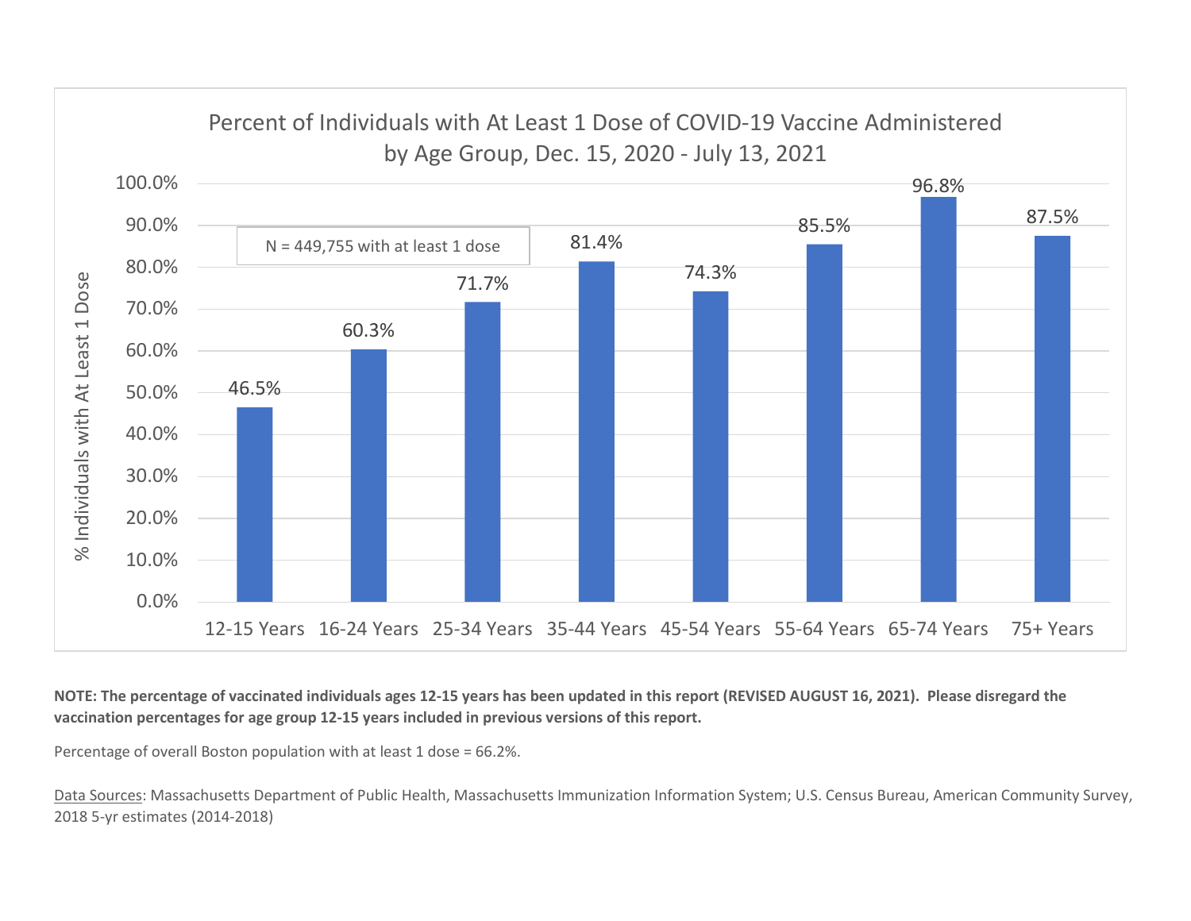**Percent of Individuals with At Least 1 Dose of COVID-19 Vaccine Administered by Age Group, Dec. 15, 2020 - July 13, 2021**

N = 449,755 with at least 1 dose

| Age Group | % Individuals with At Least 1 Dose |
|---|---|
| 12-15 Years | 46.5% |
| 16-24 Years | 60.3% |
| 25-34 Years | 71.7% |
| 35-44 Years | 81.4% |
| 45-54 Years | 74.3% |
| 55-64 Years | 85.5% |
| 65-74 Years | 96.8% |
| 75+ Years | 87.5% |

**NOTE: The percentage of vaccinated individuals ages 12-15 years has been updated in this report (REVISED AUGUST 16, 2021). Please disregard the vaccination percentages for age group 12-15 years included in previous versions of this report.**

Percentage of overall Boston population with at least 1 dose = 66.2%.

Data Sources: Massachusetts Department of Public Health, Massachusetts Immunization Information System; U.S. Census Bureau, American Community Survey, 2018 5-yr estimates (2014-2018)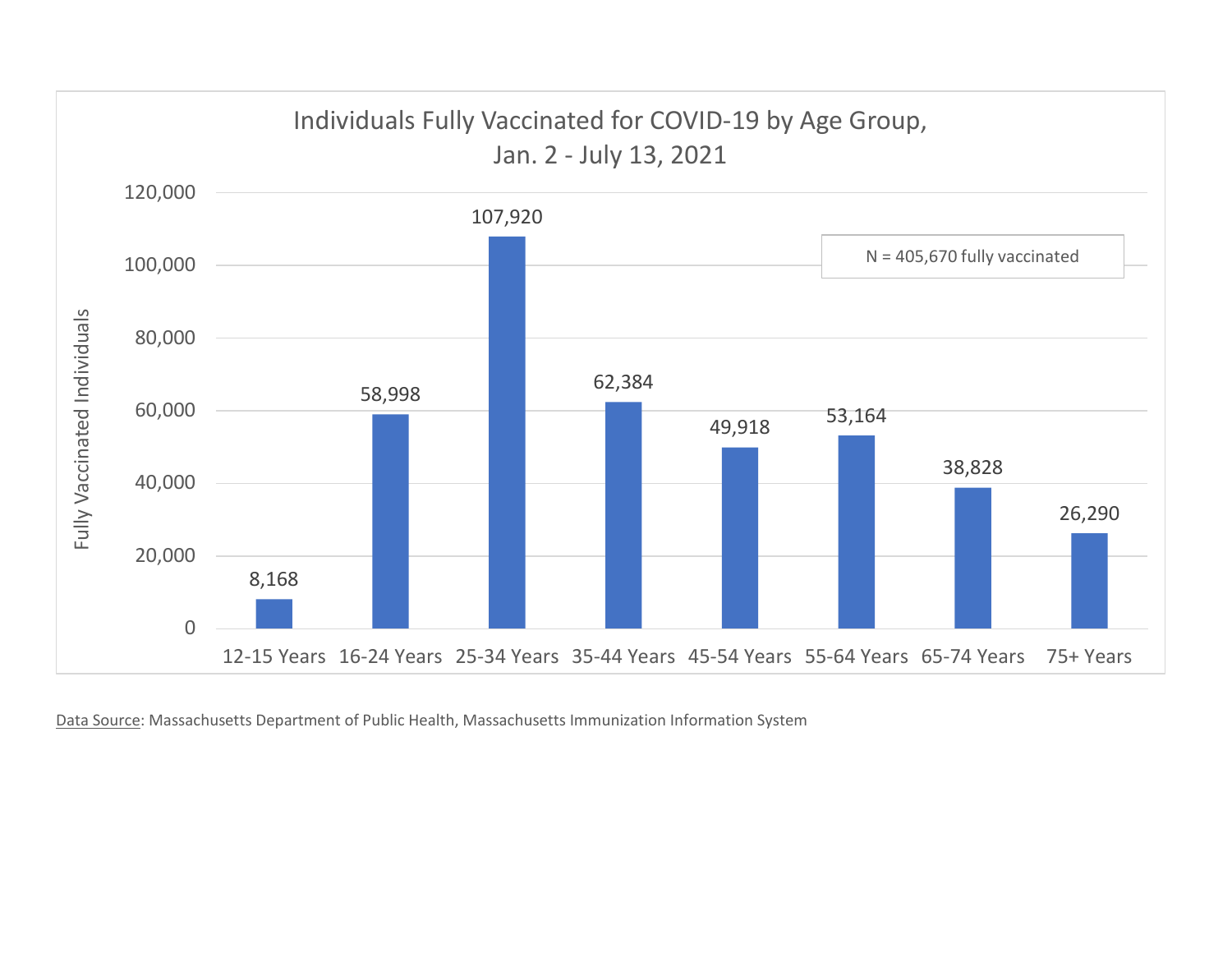## Individuals Fully Vaccinated for COVID-19 by Age Group, Jan. 2 - July 13, 2021

N = 405,670 fully vaccinated

| Age Group | Fully Vaccinated Individuals |
|---|---|
| 12-15 Years | 8,168 |
| 16-24 Years | 58,998 |
| 25-34 Years | 107,920 |
| 35-44 Years | 62,384 |
| 45-54 Years | 49,918 |
| 55-64 Years | 53,164 |
| 65-74 Years | 38,828 |
| 75+ Years | 26,290 |

Data Source: Massachusetts Department of Public Health, Massachusetts Immunization Information System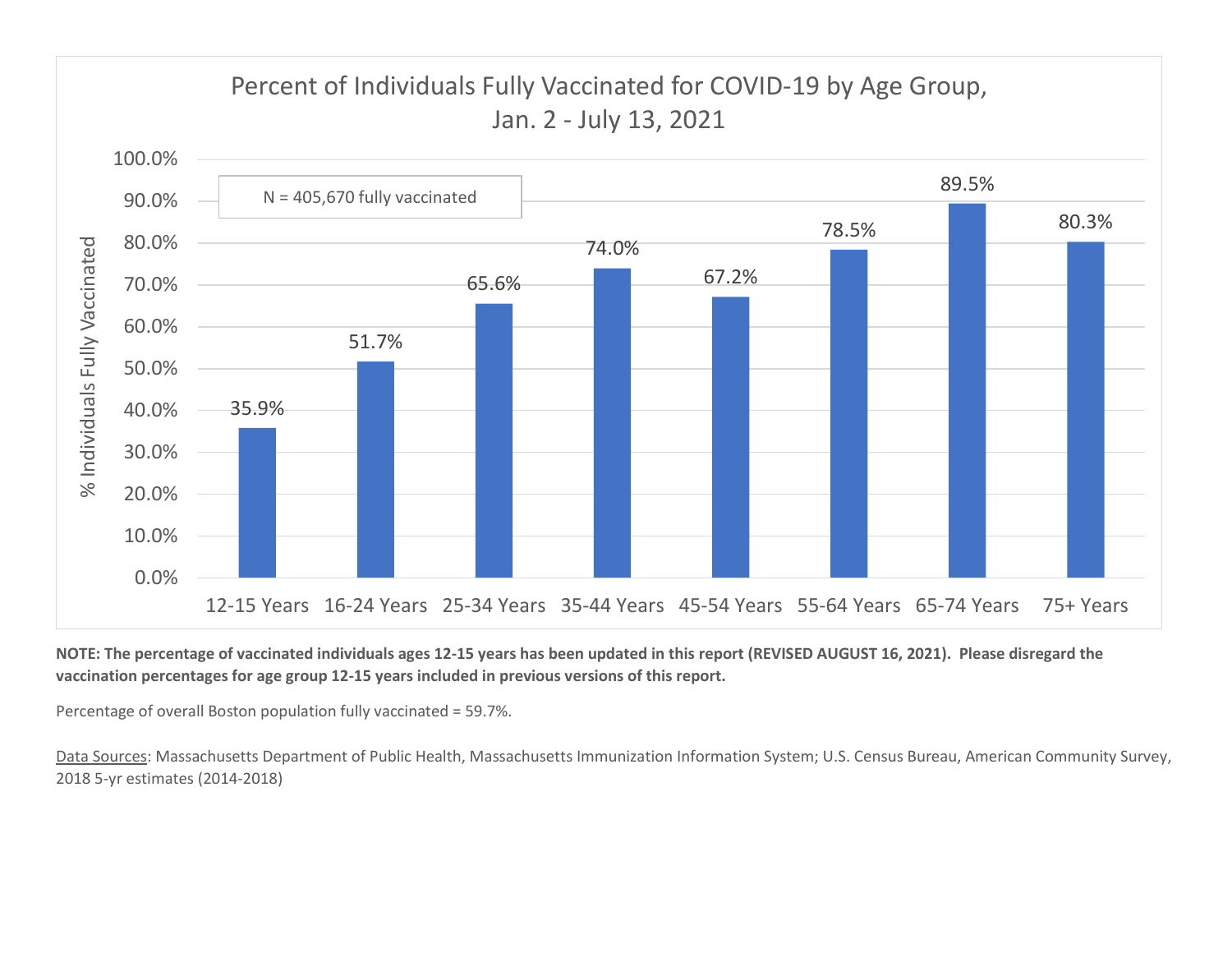## Percent of Individuals Fully Vaccinated for COVID-19 by Age Group, Jan. 2 - July 13, 2021

N = 405,670 fully vaccinated

| Age Group | % Individuals Fully Vaccinated |
| --- | --- |
| 12-15 Years | 35.9% |
| 16-24 Years | 51.7% |
| 25-34 Years | 65.6% |
| 35-44 Years | 74.0% |
| 45-54 Years | 67.2% |
| 55-64 Years | 78.5% |
| 65-74 Years | 89.5% |
| 75+ Years | 80.3% |

**NOTE: The percentage of vaccinated individuals ages 12-15 years has been updated in this report (REVISED AUGUST 16, 2021). Please disregard the vaccination percentages for age group 12-15 years included in previous versions of this report.**

Percentage of overall Boston population fully vaccinated = 59.7%.

Data Sources: Massachusetts Department of Public Health, Massachusetts Immunization Information System; U.S. Census Bureau, American Community Survey, 2018 5-yr estimates (2014-2018)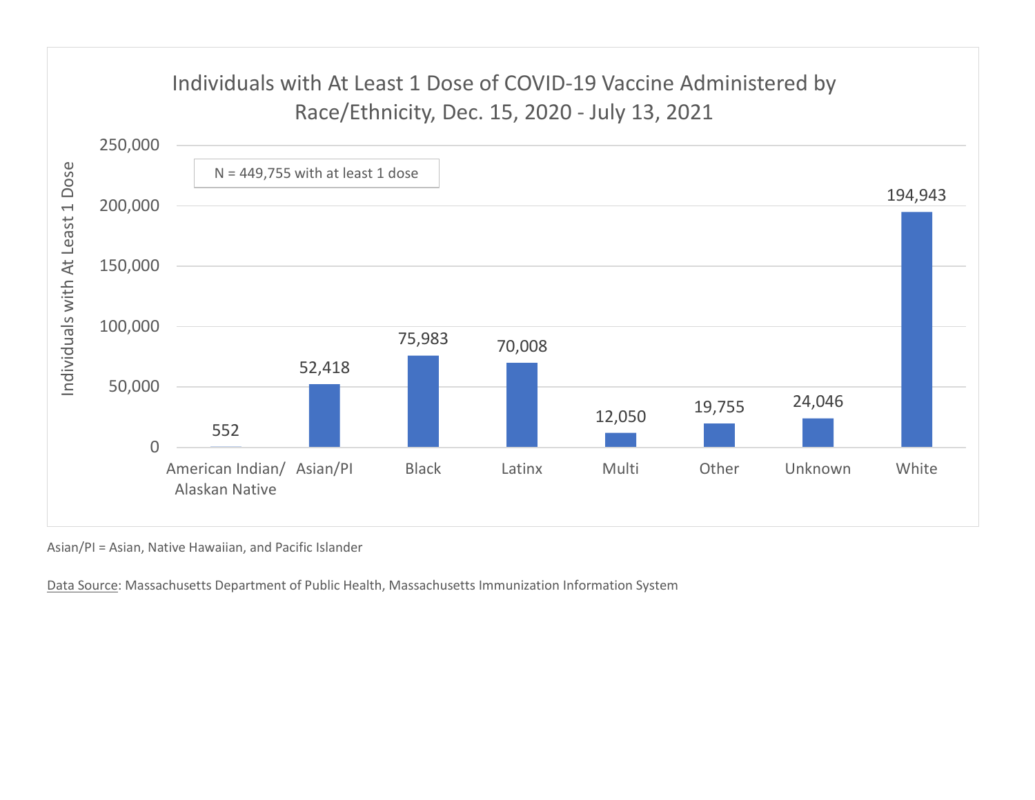## Individuals with At Least 1 Dose of COVID-19 Vaccine Administered by Race/Ethnicity, Dec. 15, 2020 - July 13, 2021

N = 449,755 with at least 1 dose

| Race/Ethnicity | Individuals with At Least 1 Dose |
|---|---|
| American Indian/ Alaskan Native | 552 |
| Asian/PI | 52,418 |
| Black | 75,983 |
| Latinx | 70,008 |
| Multi | 12,050 |
| Other | 19,755 |
| Unknown | 24,046 |
| White | 194,943 |

Asian/PI = Asian, Native Hawaiian, and Pacific Islander

Data Source: Massachusetts Department of Public Health, Massachusetts Immunization Information System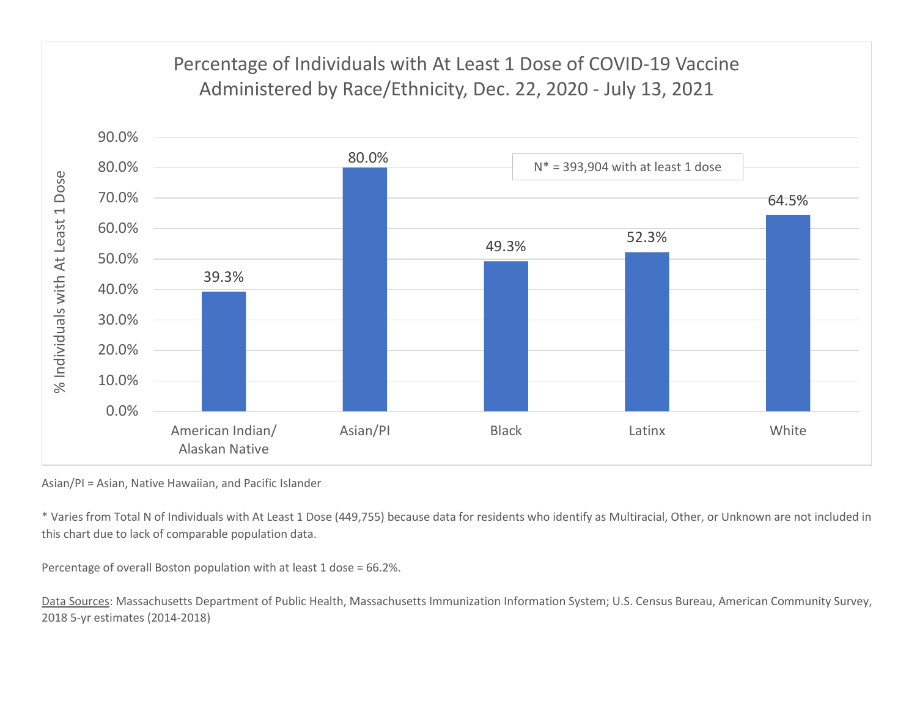## Percentage of Individuals with At Least 1 Dose of COVID-19 Vaccine Administered by Race/Ethnicity, Dec. 22, 2020 - July 13, 2021

N* = 393,904 with at least 1 dose

| Race/Ethnicity | % Individuals with At Least 1 Dose |
|---|---|
| American Indian/ Alaskan Native | 39.3% |
| Asian/PI | 80.0% |
| Black | 49.3% |
| Latinx | 52.3% |
| White | 64.5% |

Asian/PI = Asian, Native Hawaiian, and Pacific Islander

* Varies from Total N of Individuals with At Least 1 Dose (449,755) because data for residents who identify as Multiracial, Other, or Unknown are not included in this chart due to lack of comparable population data.

Percentage of overall Boston population with at least 1 dose = 66.2%.

Data Sources: Massachusetts Department of Public Health, Massachusetts Immunization Information System; U.S. Census Bureau, American Community Survey, 2018 5-yr estimates (2014-2018)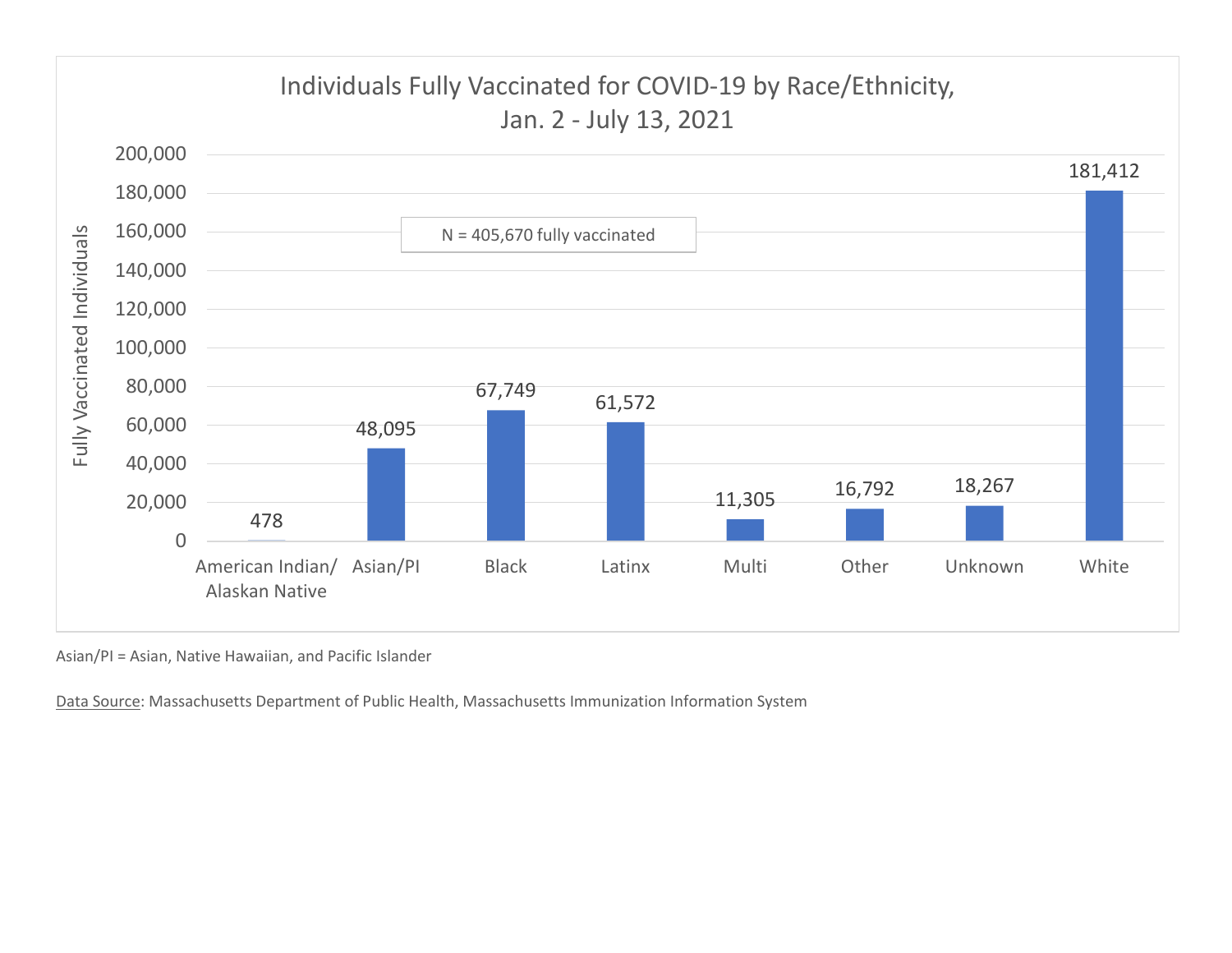## Individuals Fully Vaccinated for COVID-19 by Race/Ethnicity, Jan. 2 - July 13, 2021

N = 405,670 fully vaccinated

| Race/Ethnicity | Fully Vaccinated Individuals |
|---|---|
| American Indian/ Alaskan Native | 478 |
| Asian/PI | 48,095 |
| Black | 67,749 |
| Latinx | 61,572 |
| Multi | 11,305 |
| Other | 16,792 |
| Unknown | 18,267 |
| White | 181,412 |

Asian/PI = Asian, Native Hawaiian, and Pacific Islander

Data Source: Massachusetts Department of Public Health, Massachusetts Immunization Information System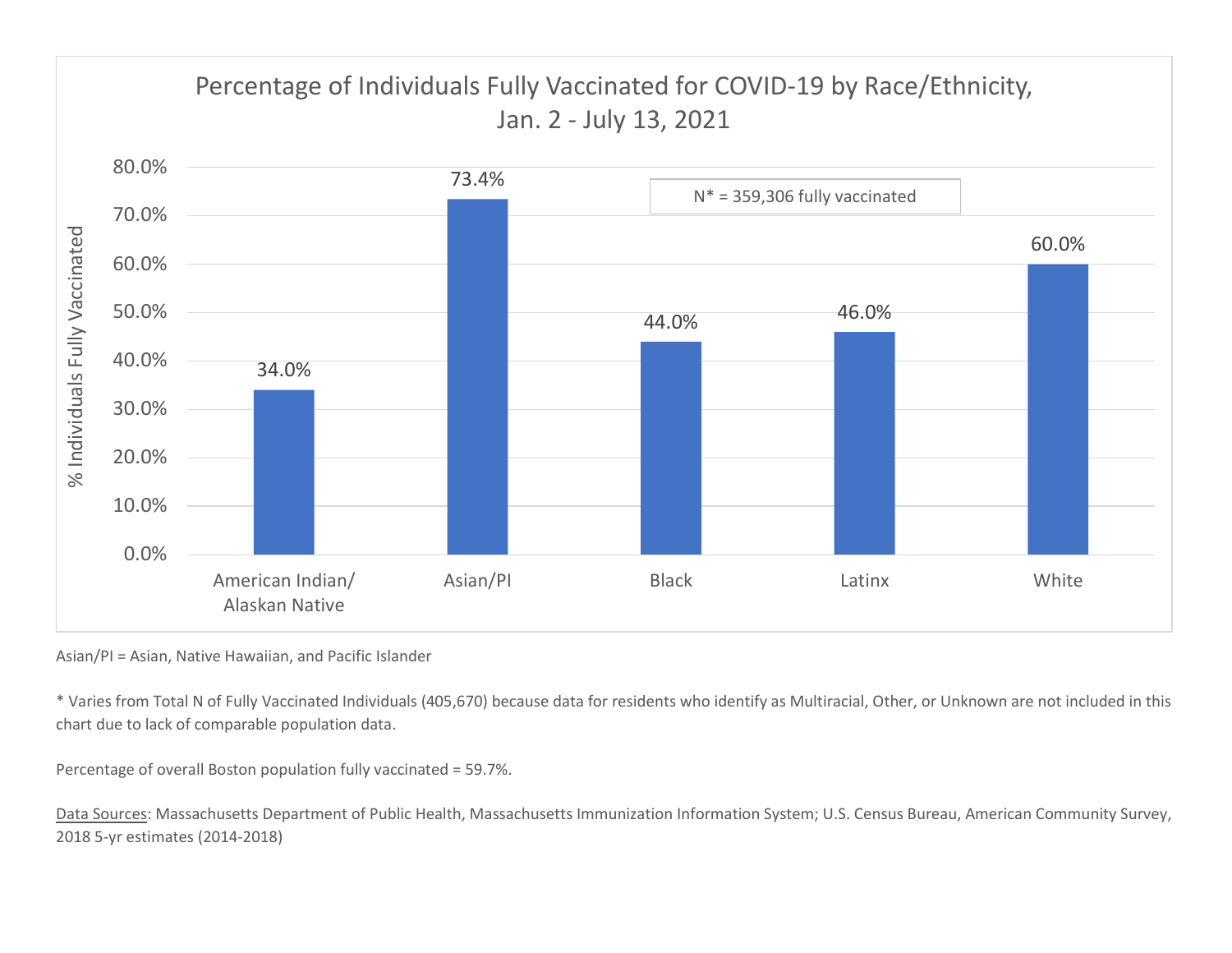## Percentage of Individuals Fully Vaccinated for COVID-19 by Race/Ethnicity, Jan. 2 - July 13, 2021

N* = 359,306 fully vaccinated

| Race/Ethnicity | % Individuals Fully Vaccinated |
|---|---|
| American Indian/ Alaskan Native | 34.0% |
| Asian/PI | 73.4% |
| Black | 44.0% |
| Latinx | 46.0% |
| White | 60.0% |

Asian/PI = Asian, Native Hawaiian, and Pacific Islander

* Varies from Total N of Fully Vaccinated Individuals (405,670) because data for residents who identify as Multiracial, Other, or Unknown are not included in this chart due to lack of comparable population data.

Percentage of overall Boston population fully vaccinated = 59.7%.

Data Sources: Massachusetts Department of Public Health, Massachusetts Immunization Information System; U.S. Census Bureau, American Community Survey, 2018 5-yr estimates (2014-2018)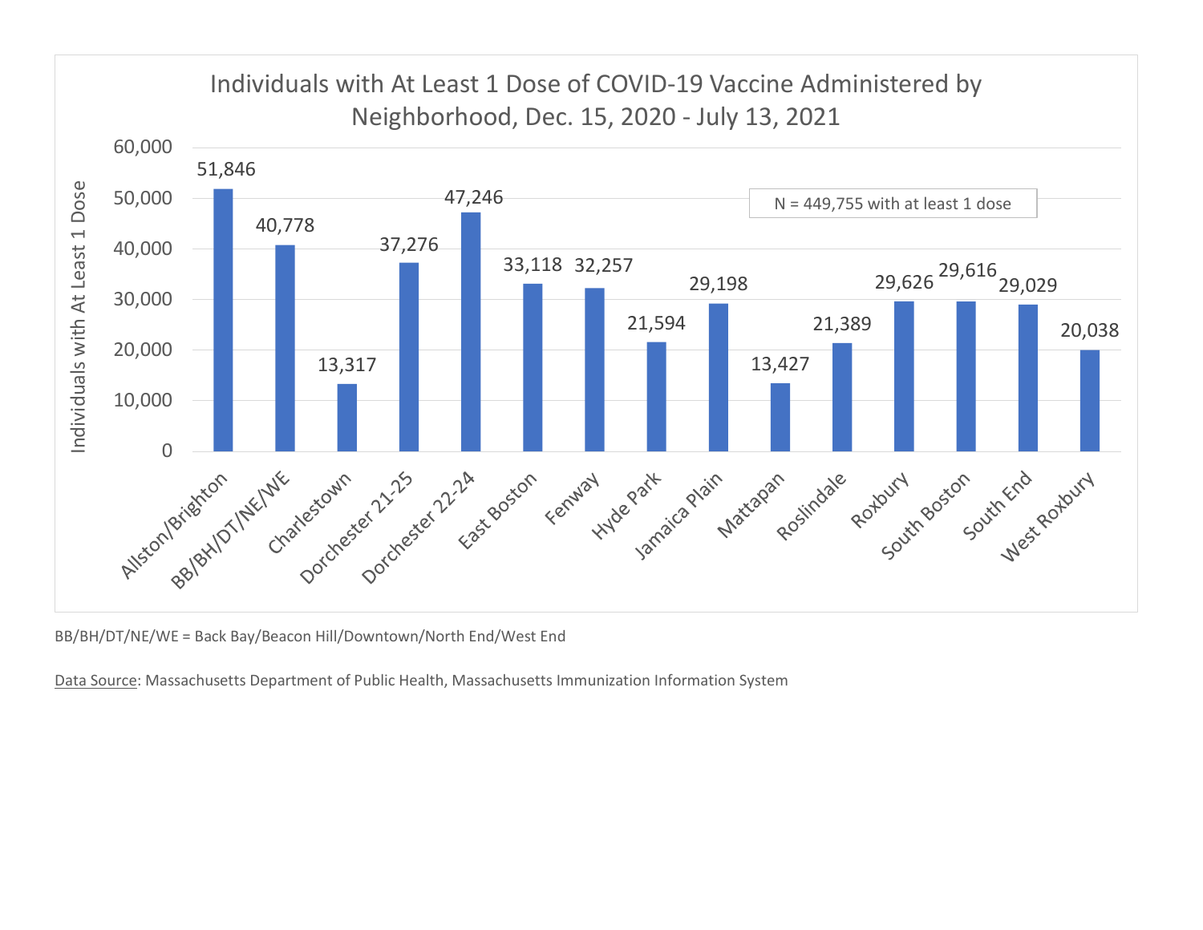## Individuals with At Least 1 Dose of COVID-19 Vaccine Administered by Neighborhood, Dec. 15, 2020 - July 13, 2021

N = 449,755 with at least 1 dose

| Neighborhood | Individuals with At Least 1 Dose |
| --- | --- |
| Allston/Brighton | 51,846 |
| BB/BH/DT/NE/WE | 40,778 |
| Charlestown | 13,317 |
| Dorchester 21-25 | 37,276 |
| Dorchester 22-24 | 47,246 |
| East Boston | 33,118 |
| Fenway | 32,257 |
| Hyde Park | 21,594 |
| Jamaica Plain | 29,198 |
| Mattapan | 13,427 |
| Roslindale | 21,389 |
| Roxbury | 29,626 |
| South Boston | 29,616 |
| South End | 29,029 |
| West Roxbury | 20,038 |

BB/BH/DT/NE/WE = Back Bay/Beacon Hill/Downtown/North End/West End

Data Source: Massachusetts Department of Public Health, Massachusetts Immunization Information System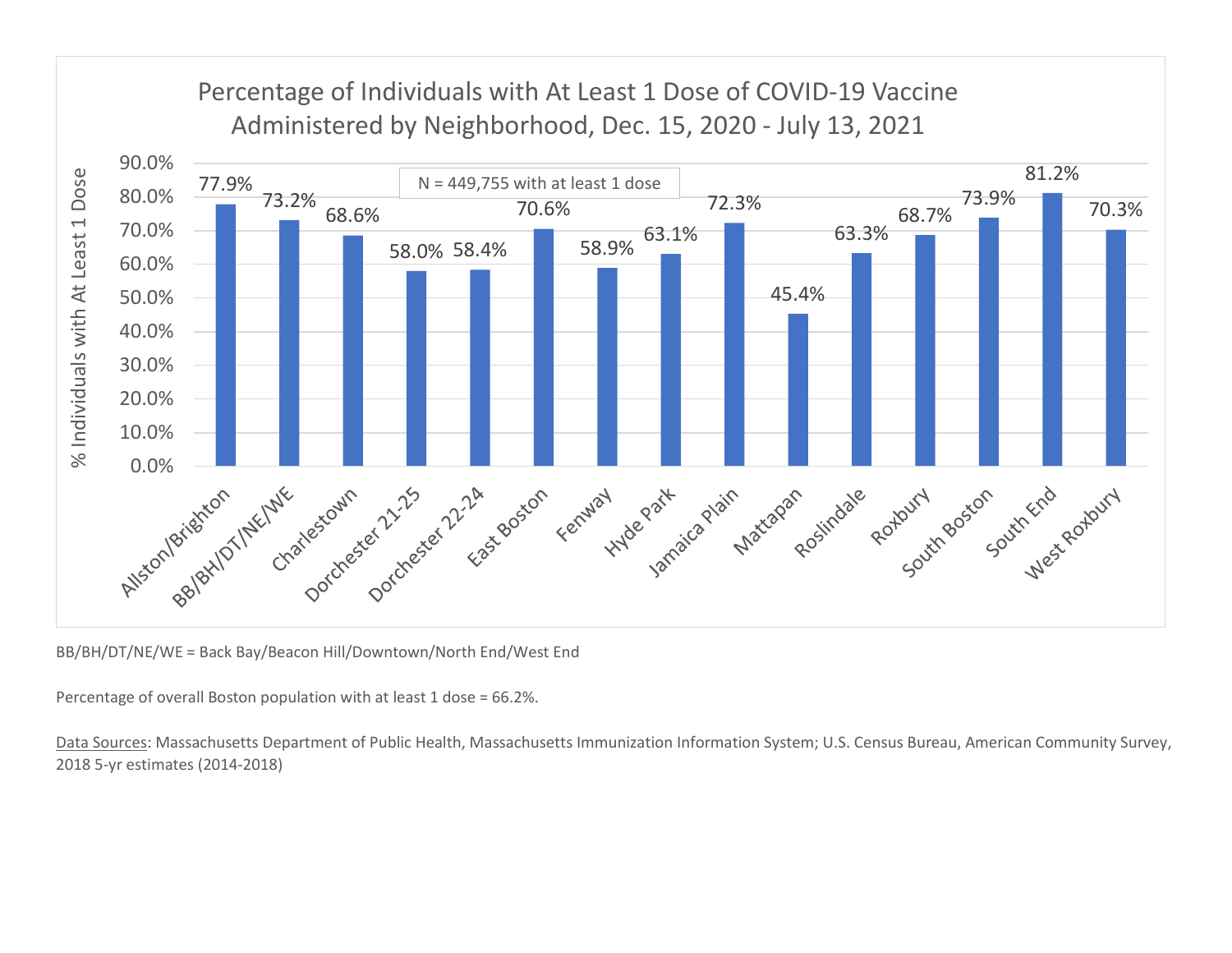## Percentage of Individuals with At Least 1 Dose of COVID-19 Vaccine Administered by Neighborhood, Dec. 15, 2020 - July 13, 2021

N = 449,755 with at least 1 dose

| Neighborhood | % Individuals with At Least 1 Dose |
|---|---|
| Allston/Brighton | 77.9% |
| BB/BH/DT/NE/WE | 73.2% |
| Charlestown | 68.6% |
| Dorchester 21-25 | 58.0% |
| Dorchester 22-24 | 58.4% |
| East Boston | 70.6% |
| Fenway | 58.9% |
| Hyde Park | 63.1% |
| Jamaica Plain | 72.3% |
| Mattapan | 45.4% |
| Roslindale | 63.3% |
| Roxbury | 68.7% |
| South Boston | 73.9% |
| South End | 81.2% |
| West Roxbury | 70.3% |

BB/BH/DT/NE/WE = Back Bay/Beacon Hill/Downtown/North End/West End

Percentage of overall Boston population with at least 1 dose = 66.2%.

Data Sources: Massachusetts Department of Public Health, Massachusetts Immunization Information System; U.S. Census Bureau, American Community Survey, 2018 5-yr estimates (2014-2018)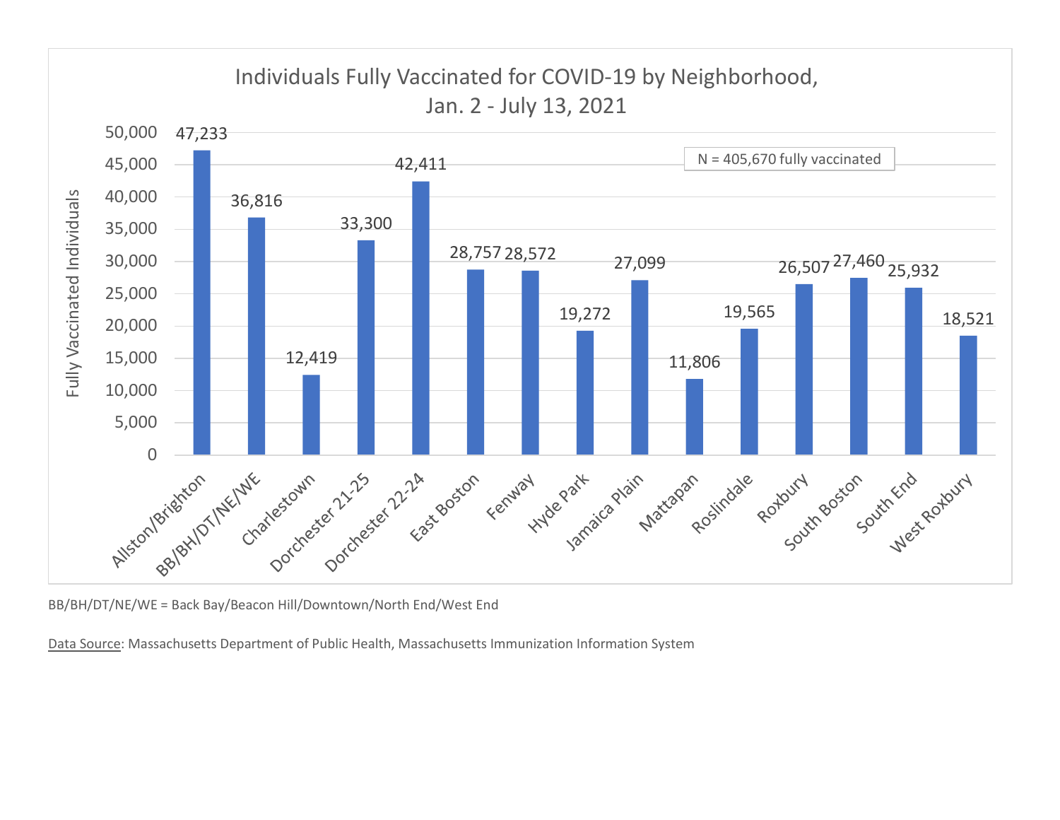## Individuals Fully Vaccinated for COVID-19 by Neighborhood, Jan. 2 - July 13, 2021

N = 405,670 fully vaccinated

| Neighborhood | Fully Vaccinated Individuals |
|---|---|
| Allston/Brighton | 47,233 |
| BB/BH/DT/NE/WE | 36,816 |
| Charlestown | 12,419 |
| Dorchester 21-25 | 33,300 |
| Dorchester 22-24 | 42,411 |
| East Boston | 28,757 |
| Fenway | 28,572 |
| Hyde Park | 19,272 |
| Jamaica Plain | 27,099 |
| Mattapan | 11,806 |
| Roslindale | 19,565 |
| Roxbury | 26,507 |
| South Boston | 27,460 |
| South End | 25,932 |
| West Roxbury | 18,521 |

BB/BH/DT/NE/WE = Back Bay/Beacon Hill/Downtown/North End/West End

Data Source: Massachusetts Department of Public Health, Massachusetts Immunization Information System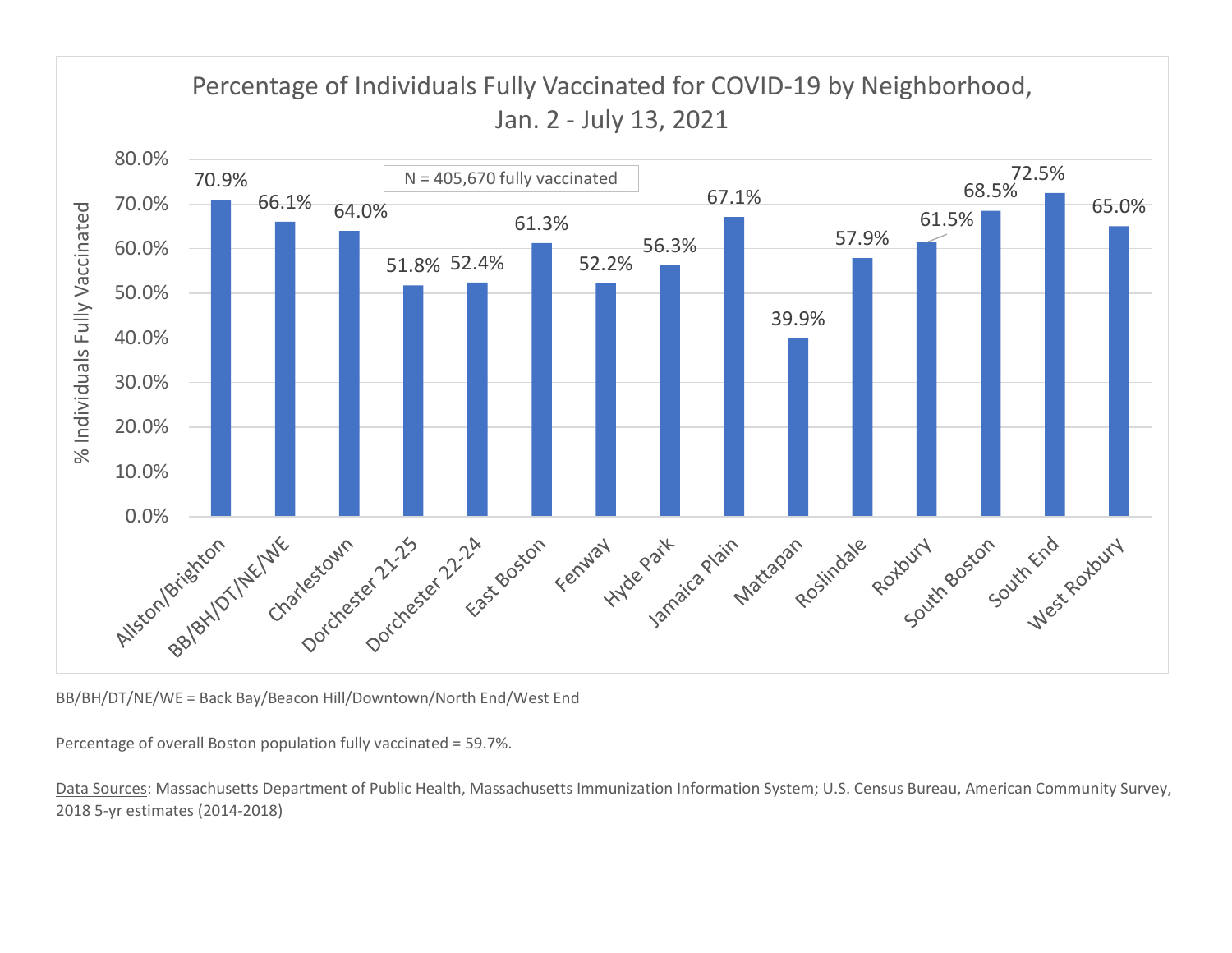## Percentage of Individuals Fully Vaccinated for COVID-19 by Neighborhood, Jan. 2 - July 13, 2021

N = 405,670 fully vaccinated

| Neighborhood | % Individuals Fully Vaccinated |
|---|---|
| Allston/Brighton | 70.9% |
| BB/BH/DT/NE/WE | 66.1% |
| Charlestown | 64.0% |
| Dorchester 21-25 | 51.8% |
| Dorchester 22-24 | 52.4% |
| East Boston | 61.3% |
| Fenway | 52.2% |
| Hyde Park | 56.3% |
| Jamaica Plain | 67.1% |
| Mattapan | 39.9% |
| Roslindale | 57.9% |
| Roxbury | 61.5% |
| South Boston | 68.5% |
| South End | 72.5% |
| West Roxbury | 65.0% |

BB/BH/DT/NE/WE = Back Bay/Beacon Hill/Downtown/North End/West End

Percentage of overall Boston population fully vaccinated = 59.7%.

Data Sources: Massachusetts Department of Public Health, Massachusetts Immunization Information System; U.S. Census Bureau, American Community Survey, 2018 5-yr estimates (2014-2018)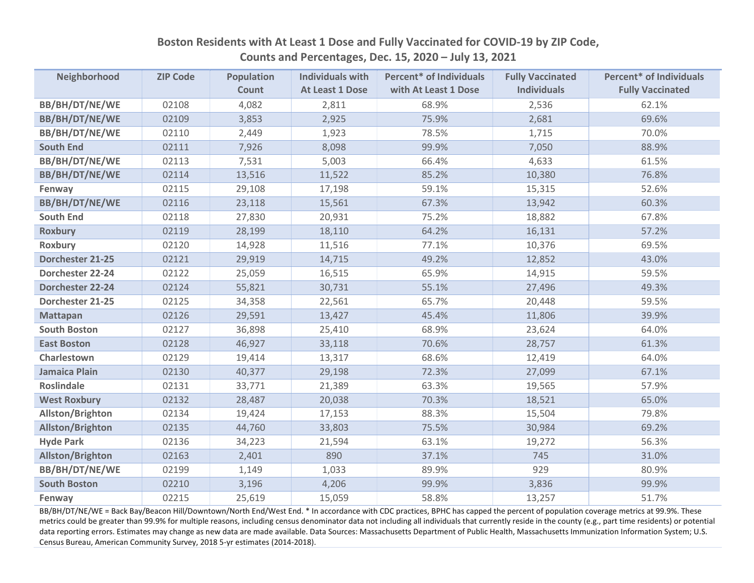## Boston Residents with At Least 1 Dose and Fully Vaccinated for COVID-19 by ZIP Code, Counts and Percentages, Dec. 15, 2020 – July 13, 2021

| Neighborhood | ZIP Code | Population Count | Individuals with At Least 1 Dose | Percent* of Individuals with At Least 1 Dose | Fully Vaccinated Individuals | Percent* of Individuals Fully Vaccinated |
|---|---|---|---|---|---|---|
| **BB/BH/DT/NE/WE** | 02108 | 4,082 | 2,811 | 68.9% | 2,536 | 62.1% |
| **BB/BH/DT/NE/WE** | 02109 | 3,853 | 2,925 | 75.9% | 2,681 | 69.6% |
| **BB/BH/DT/NE/WE** | 02110 | 2,449 | 1,923 | 78.5% | 1,715 | 70.0% |
| **South End** | 02111 | 7,926 | 8,098 | 99.9% | 7,050 | 88.9% |
| **BB/BH/DT/NE/WE** | 02113 | 7,531 | 5,003 | 66.4% | 4,633 | 61.5% |
| **BB/BH/DT/NE/WE** | 02114 | 13,516 | 11,522 | 85.2% | 10,380 | 76.8% |
| **Fenway** | 02115 | 29,108 | 17,198 | 59.1% | 15,315 | 52.6% |
| **BB/BH/DT/NE/WE** | 02116 | 23,118 | 15,561 | 67.3% | 13,942 | 60.3% |
| **South End** | 02118 | 27,830 | 20,931 | 75.2% | 18,882 | 67.8% |
| **Roxbury** | 02119 | 28,199 | 18,110 | 64.2% | 16,131 | 57.2% |
| **Roxbury** | 02120 | 14,928 | 11,516 | 77.1% | 10,376 | 69.5% |
| **Dorchester 21-25** | 02121 | 29,919 | 14,715 | 49.2% | 12,852 | 43.0% |
| **Dorchester 22-24** | 02122 | 25,059 | 16,515 | 65.9% | 14,915 | 59.5% |
| **Dorchester 22-24** | 02124 | 55,821 | 30,731 | 55.1% | 27,496 | 49.3% |
| **Dorchester 21-25** | 02125 | 34,358 | 22,561 | 65.7% | 20,448 | 59.5% |
| **Mattapan** | 02126 | 29,591 | 13,427 | 45.4% | 11,806 | 39.9% |
| **South Boston** | 02127 | 36,898 | 25,410 | 68.9% | 23,624 | 64.0% |
| **East Boston** | 02128 | 46,927 | 33,118 | 70.6% | 28,757 | 61.3% |
| **Charlestown** | 02129 | 19,414 | 13,317 | 68.6% | 12,419 | 64.0% |
| **Jamaica Plain** | 02130 | 40,377 | 29,198 | 72.3% | 27,099 | 67.1% |
| **Roslindale** | 02131 | 33,771 | 21,389 | 63.3% | 19,565 | 57.9% |
| **West Roxbury** | 02132 | 28,487 | 20,038 | 70.3% | 18,521 | 65.0% |
| **Allston/Brighton** | 02134 | 19,424 | 17,153 | 88.3% | 15,504 | 79.8% |
| **Allston/Brighton** | 02135 | 44,760 | 33,803 | 75.5% | 30,984 | 69.2% |
| **Hyde Park** | 02136 | 34,223 | 21,594 | 63.1% | 19,272 | 56.3% |
| **Allston/Brighton** | 02163 | 2,401 | 890 | 37.1% | 745 | 31.0% |
| **BB/BH/DT/NE/WE** | 02199 | 1,149 | 1,033 | 89.9% | 929 | 80.9% |
| **South Boston** | 02210 | 3,196 | 4,206 | 99.9% | 3,836 | 99.9% |
| **Fenway** | 02215 | 25,619 | 15,059 | 58.8% | 13,257 | 51.7% |

BB/BH/DT/NE/WE = Back Bay/Beacon Hill/Downtown/North End/West End. * In accordance with CDC practices, BPHC has capped the percent of population coverage metrics at 99.9%. These metrics could be greater than 99.9% for multiple reasons, including census denominator data not including all individuals that currently reside in the county (e.g., part time residents) or potential data reporting errors. Estimates may change as new data are made available. Data Sources: Massachusetts Department of Public Health, Massachusetts Immunization Information System; U.S. Census Bureau, American Community Survey, 2018 5-yr estimates (2014-2018).